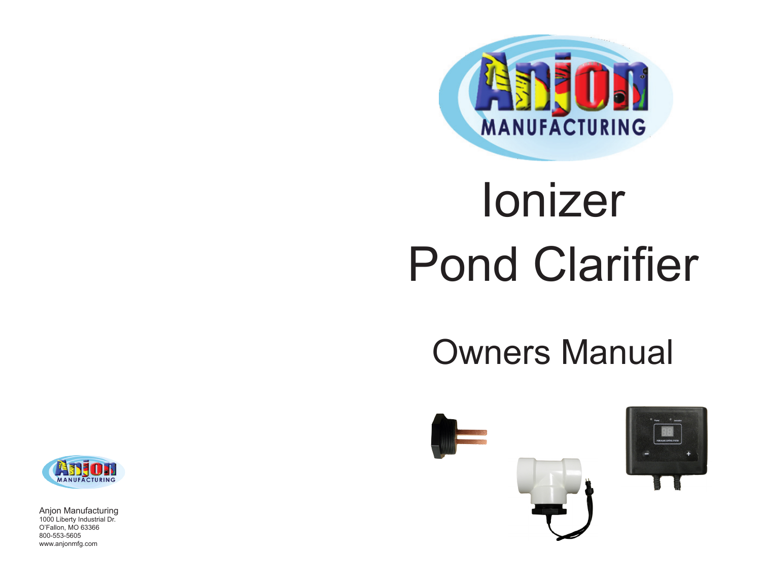# Ionizer Pond Clarifier

## Owners Manual

Anjon Manufacturing
1000 Liberty Industrial Dr.
O'Fallon, MO 63366
800-553-5605
www.anjonmfg.com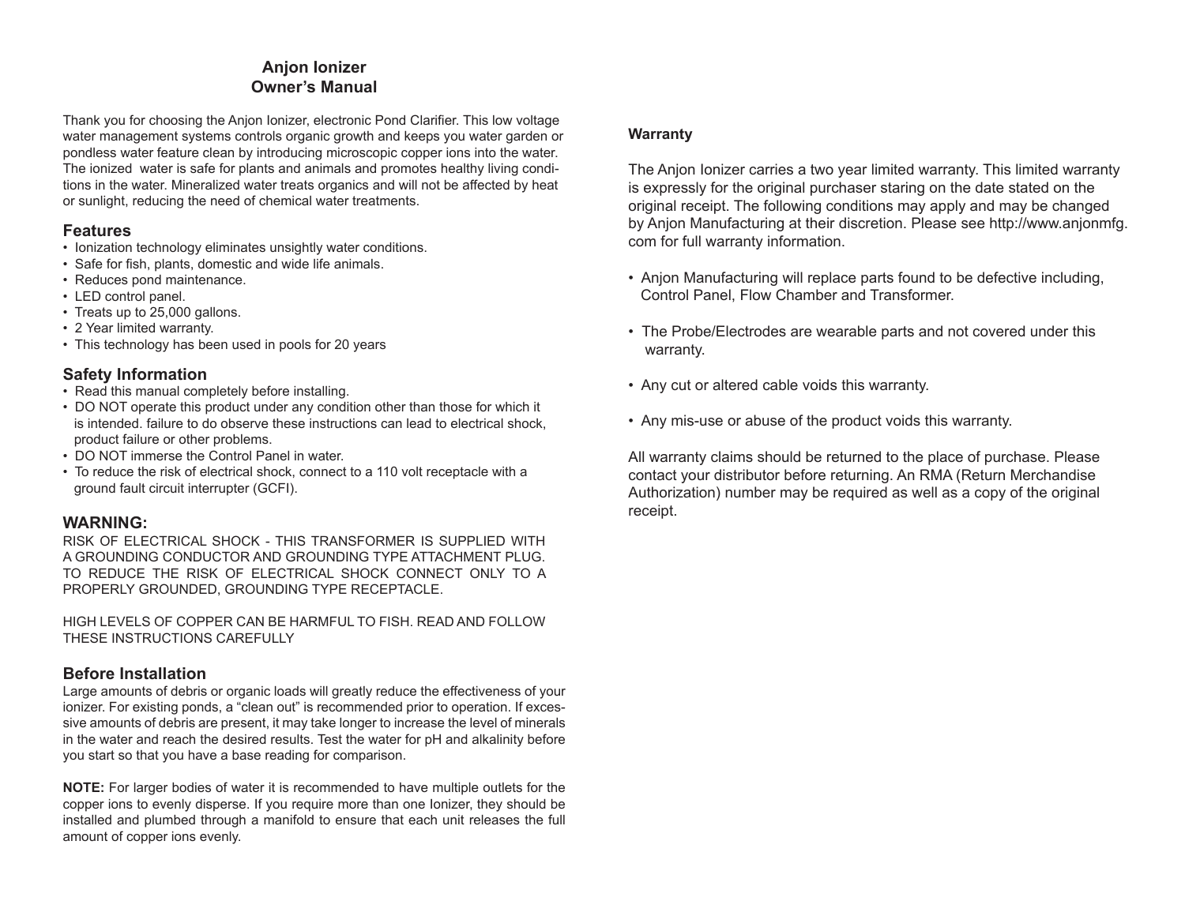# Anjon Ionizer
# Owner's Manual

Thank you for choosing the Anjon Ionizer, electronic Pond Clarifier. This low voltage water management systems controls organic growth and keeps you water garden or pondless water feature clean by introducing microscopic copper ions into the water. The ionized water is safe for plants and animals and promotes healthy living conditions in the water. Mineralized water treats organics and will not be affected by heat or sunlight, reducing the need of chemical water treatments.

## Features

- Ionization technology eliminates unsightly water conditions.
- Safe for fish, plants, domestic and wide life animals.
- Reduces pond maintenance.
- LED control panel.
- Treats up to 25,000 gallons.
- 2 Year limited warranty.
- This technology has been used in pools for 20 years

## Safety Information

- Read this manual completely before installing.
- DO NOT operate this product under any condition other than those for which it is intended. failure to do observe these instructions can lead to electrical shock, product failure or other problems.
- DO NOT immerse the Control Panel in water.
- To reduce the risk of electrical shock, connect to a 110 volt receptacle with a ground fault circuit interrupter (GCFI).

## WARNING:

RISK OF ELECTRICAL SHOCK - THIS TRANSFORMER IS SUPPLIED WITH A GROUNDING CONDUCTOR AND GROUNDING TYPE ATTACHMENT PLUG. TO REDUCE THE RISK OF ELECTRICAL SHOCK CONNECT ONLY TO A PROPERLY GROUNDED, GROUNDING TYPE RECEPTACLE.

HIGH LEVELS OF COPPER CAN BE HARMFUL TO FISH. READ AND FOLLOW THESE INSTRUCTIONS CAREFULLY

## Before Installation

Large amounts of debris or organic loads will greatly reduce the effectiveness of your ionizer. For existing ponds, a "clean out" is recommended prior to operation. If excessive amounts of debris are present, it may take longer to increase the level of minerals in the water and reach the desired results. Test the water for pH and alkalinity before you start so that you have a base reading for comparison.

**NOTE:** For larger bodies of water it is recommended to have multiple outlets for the copper ions to evenly disperse. If you require more than one Ionizer, they should be installed and plumbed through a manifold to ensure that each unit releases the full amount of copper ions evenly.

**Warranty**

The Anjon Ionizer carries a two year limited warranty. This limited warranty is expressly for the original purchaser staring on the date stated on the original receipt. The following conditions may apply and may be changed by Anjon Manufacturing at their discretion. Please see http://www.anjonmfg.com for full warranty information.

- Anjon Manufacturing will replace parts found to be defective including, Control Panel, Flow Chamber and Transformer.
- The Probe/Electrodes are wearable parts and not covered under this warranty.
- Any cut or altered cable voids this warranty.
- Any mis-use or abuse of the product voids this warranty.

All warranty claims should be returned to the place of purchase. Please contact your distributor before returning. An RMA (Return Merchandise Authorization) number may be required as well as a copy of the original receipt.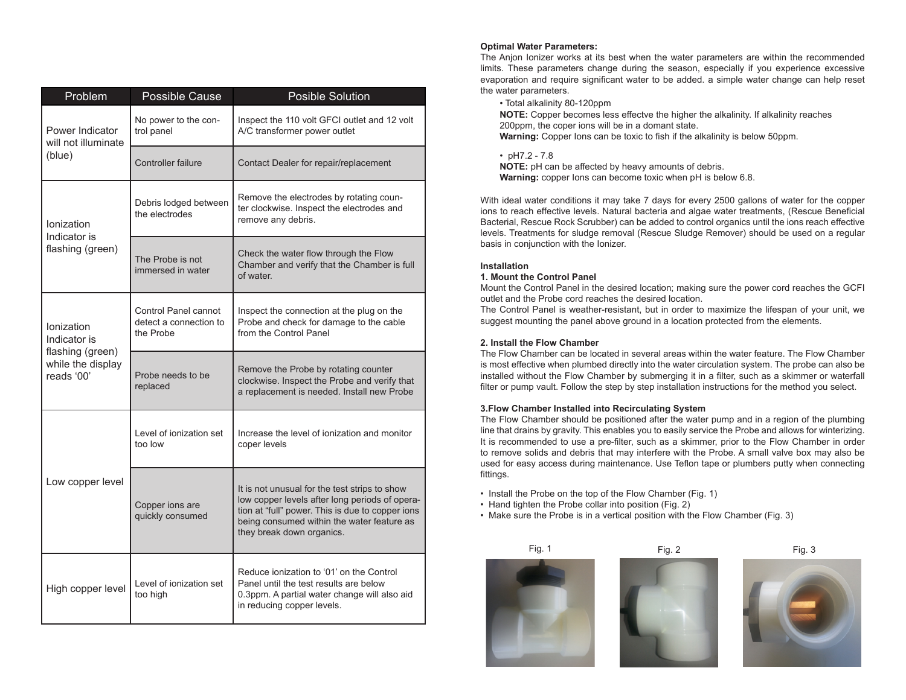| Problem | Possible Cause | Posible Solution |
| --- | --- | --- |
| Power Indicator will not illuminate (blue) | No power to the control panel | Inspect the 110 volt GFCI outlet and 12 volt A/C transformer power outlet |
| | Controller failure | Contact Dealer for repair/replacement |
| Ionization Indicator is flashing (green) | Debris lodged between the electrodes | Remove the electrodes by rotating counter clockwise. Inspect the electrodes and remove any debris. |
| | The Probe is not immersed in water | Check the water flow through the Flow Chamber and verify that the Chamber is full of water. |
| Ionization Indicator is flashing (green) while the display reads '00' | Control Panel cannot detect a connection to the Probe | Inspect the connection at the plug on the Probe and check for damage to the cable from the Control Panel |
| | Probe needs to be replaced | Remove the Probe by rotating counter clockwise. Inspect the Probe and verify that a replacement is needed. Install new Probe |
| Low copper level | Level of ionization set too low | Increase the level of ionization and monitor coper levels |
| | Copper ions are quickly consumed | It is not unusual for the test strips to show low copper levels after long periods of operation at "full" power. This is due to copper ions being consumed within the water feature as they break down organics. |
| High copper level | Level of ionization set too high | Reduce ionization to '01' on the Control Panel until the test results are below 0.3ppm. A partial water change will also aid in reducing copper levels. |

**Optimal Water Parameters:**
The Anjon Ionizer works at its best when the water parameters are within the recommended limits. These parameters change during the season, especially if you experience excessive evaporation and require significant water to be added. a simple water change can help reset the water parameters.

- Total alkalinity 80-120ppm

  **NOTE:** Copper becomes less effectve the higher the alkalinity. If alkalinity reaches 200ppm, the coper ions will be in a domant state.
  **Warning:** Copper Ions can be toxic to fish if the alkalinity is below 50ppm.

- pH7.2 - 7.8

  **NOTE:** pH can be affected by heavy amounts of debris.
  **Warning:** copper Ions can become toxic when pH is below 6.8.

With ideal water conditions it may take 7 days for every 2500 gallons of water for the copper ions to reach effective levels. Natural bacteria and algae water treatments, (Rescue Beneficial Bacterial, Rescue Rock Scrubber) can be added to control organics until the ions reach effective levels. Treatments for sludge removal (Rescue Sludge Remover) should be used on a regular basis in conjunction with the Ionizer.

**Installation**

**1. Mount the Control Panel**

Mount the Control Panel in the desired location; making sure the power cord reaches the GCFI outlet and the Probe cord reaches the desired location.
The Control Panel is weather-resistant, but in order to maximize the lifespan of your unit, we suggest mounting the panel above ground in a location protected from the elements.

**2. Install the Flow Chamber**

The Flow Chamber can be located in several areas within the water feature. The Flow Chamber is most effective when plumbed directly into the water circulation system. The probe can also be installed without the Flow Chamber by submerging it in a filter, such as a skimmer or waterfall filter or pump vault. Follow the step by step installation instructions for the method you select.

**3.Flow Chamber Installed into Recirculating System**

The Flow Chamber should be positioned after the water pump and in a region of the plumbing line that drains by gravity. This enables you to easily service the Probe and allows for winterizing. It is recommended to use a pre-filter, such as a skimmer, prior to the Flow Chamber in order to remove solids and debris that may interfere with the Probe. A small valve box may also be used for easy access during maintenance. Use Teflon tape or plumbers putty when connecting fittings.

- Install the Probe on the top of the Flow Chamber (Fig. 1)
- Hand tighten the Probe collar into position (Fig. 2)
- Make sure the Probe is in a vertical position with the Flow Chamber (Fig. 3)

Fig. 1

Fig. 2

Fig. 3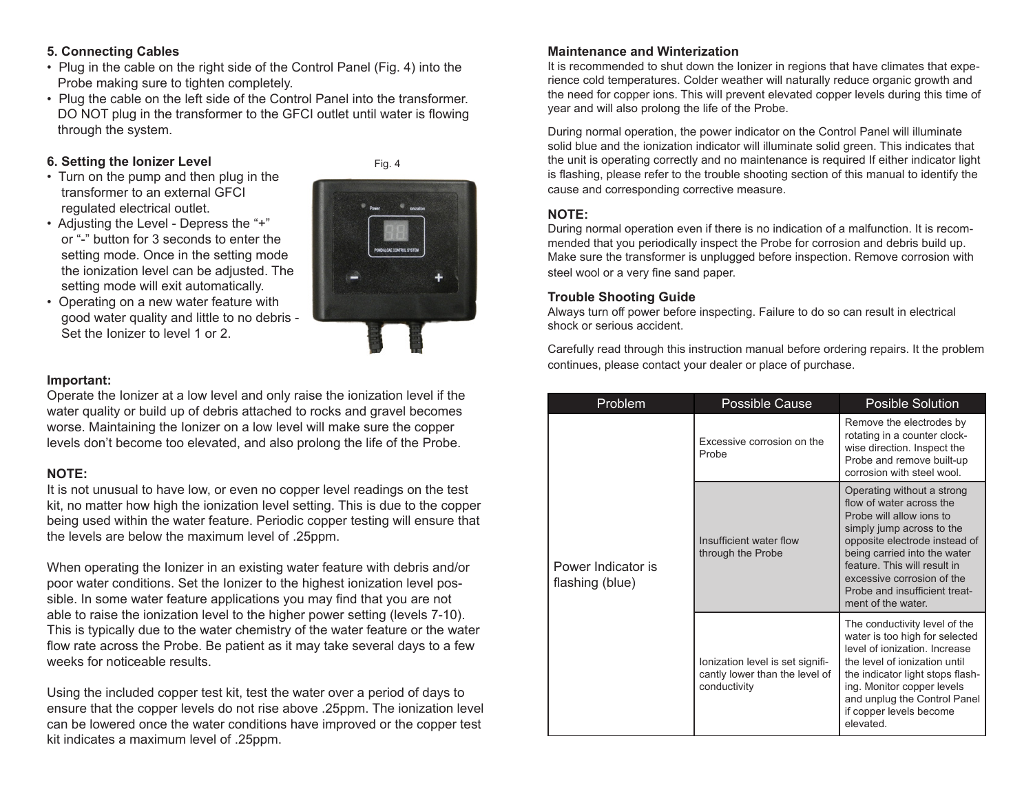### 5. Connecting Cables

- Plug in the cable on the right side of the Control Panel (Fig. 4) into the Probe making sure to tighten completely.
- Plug the cable on the left side of the Control Panel into the transformer. DO NOT plug in the transformer to the GFCI outlet until water is flowing through the system.

### 6. Setting the Ionizer Level

- Turn on the pump and then plug in the transformer to an external GFCI regulated electrical outlet.
- Adjusting the Level - Depress the "+" or "-" button for 3 seconds to enter the setting mode. Once in the setting mode the ionization level can be adjusted. The setting mode will exit automatically.
- Operating on a new water feature with good water quality and little to no debris - Set the Ionizer to level 1 or 2.

Fig. 4

**Important:**
Operate the Ionizer at a low level and only raise the ionization level if the water quality or build up of debris attached to rocks and gravel becomes worse. Maintaining the Ionizer on a low level will make sure the copper levels don't become too elevated, and also prolong the life of the Probe.

**NOTE:**
It is not unusual to have low, or even no copper level readings on the test kit, no matter how high the ionization level setting. This is due to the copper being used within the water feature. Periodic copper testing will ensure that the levels are below the maximum level of .25ppm.

When operating the Ionizer in an existing water feature with debris and/or poor water conditions. Set the Ionizer to the highest ionization level possible. In some water feature applications you may find that you are not able to raise the ionization level to the higher power setting (levels 7-10). This is typically due to the water chemistry of the water feature or the water flow rate across the Probe. Be patient as it may take several days to a few weeks for noticeable results.

Using the included copper test kit, test the water over a period of days to ensure that the copper levels do not rise above .25ppm. The ionization level can be lowered once the water conditions have improved or the copper test kit indicates a maximum level of .25ppm.

### Maintenance and Winterization

It is recommended to shut down the Ionizer in regions that have climates that experience cold temperatures. Colder weather will naturally reduce organic growth and the need for copper ions. This will prevent elevated copper levels during this time of year and will also prolong the life of the Probe.

During normal operation, the power indicator on the Control Panel will illuminate solid blue and the ionization indicator will illuminate solid green. This indicates that the unit is operating correctly and no maintenance is required If either indicator light is flashing, please refer to the trouble shooting section of this manual to identify the cause and corresponding corrective measure.

**NOTE:**
During normal operation even if there is no indication of a malfunction. It is recommended that you periodically inspect the Probe for corrosion and debris build up. Make sure the transformer is unplugged before inspection. Remove corrosion with steel wool or a very fine sand paper.

### Trouble Shooting Guide

Always turn off power before inspecting. Failure to do so can result in electrical shock or serious accident.

Carefully read through this instruction manual before ordering repairs. It the problem continues, please contact your dealer or place of purchase.

| Problem | Possible Cause | Posible Solution |
|---|---|---|
| Power Indicator is flashing (blue) | Excessive corrosion on the Probe | Remove the electrodes by rotating in a counter clockwise direction. Inspect the Probe and remove built-up corrosion with steel wool. |
| | Insufficient water flow through the Probe | Operating without a strong flow of water across the Probe will allow ions to simply jump across to the opposite electrode instead of being carried into the water feature. This will result in excessive corrosion of the Probe and insufficient treatment of the water. |
| | Ionization level is set significantly lower than the level of conductivity | The conductivity level of the water is too high for selected level of ionization. Increase the level of ionization until the indicator light stops flashing. Monitor copper levels and unplug the Control Panel if copper levels become elevated. |